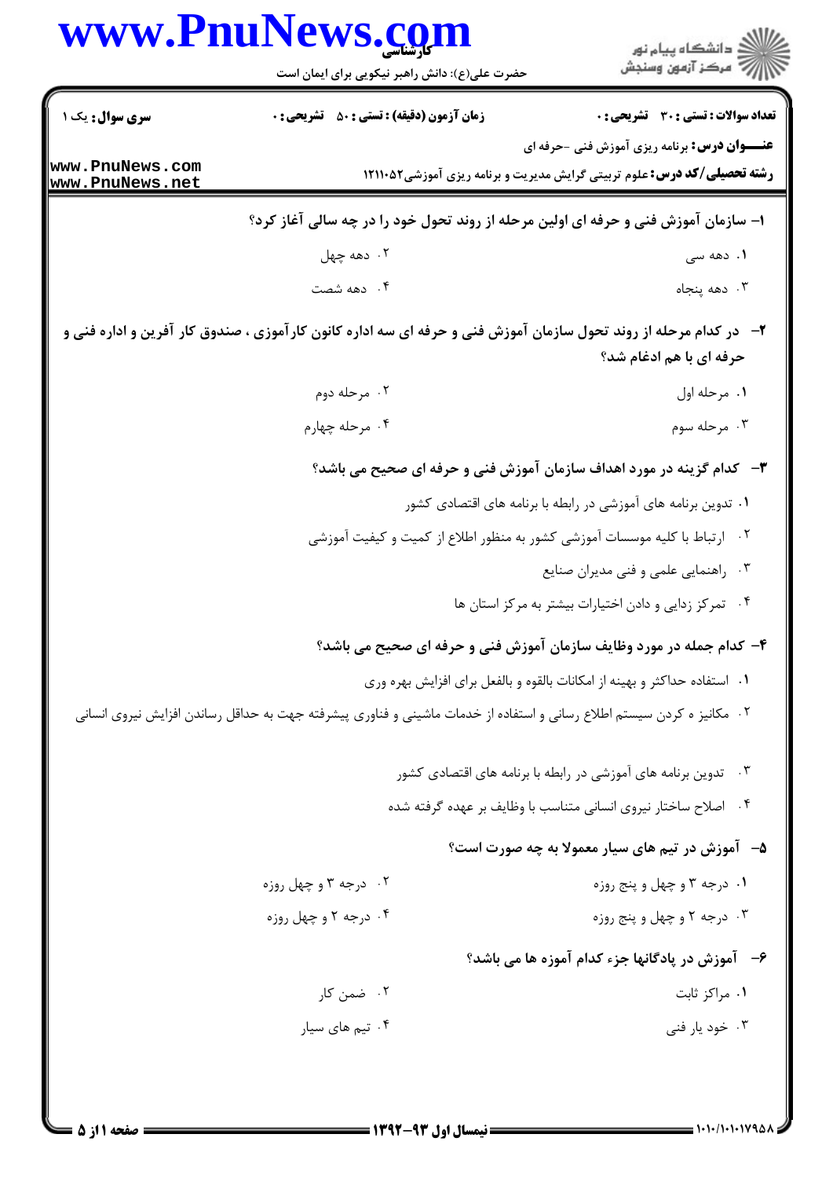**سری سوال:** یک ۱ | **زمان آزمون (دقیقه) : تستی : ۵۰ تشریحی : ۰** | **تعداد سوالات : تستی : ۳۰ تشریحی : ۰**

**عنـــوان درس:** برنامه ریزی آموزش فنی -حرفه ای

**رشته تحصیلی/کد درس:** علوم تربیتی گرایش مدیریت و برنامه ریزی آموزشی۱۲۱۱۰۵۲

۱- سازمان آموزش فنی و حرفه ای اولین مرحله از روند تحول خود را در چه سالی آغاز کرد؟

۱. دهه سی
۲. دهه چهل
۳. دهه پنجاه
۴. دهه شصت

۲- در کدام مرحله از روند تحول سازمان آموزش فنی و حرفه ای سه اداره کانون کارآموزی ، صندوق کار آفرین و اداره فنی و حرفه ای با هم ادغام شد؟

۱. مرحله اول
۲. مرحله دوم
۳. مرحله سوم
۴. مرحله چهارم

۳- کدام گزینه در مورد اهداف سازمان آموزش فنی و حرفه ای صحیح می باشد؟

۱. تدوین برنامه های آموزشی در رابطه با برنامه های اقتصادی کشور
۲. ارتباط با کلیه موسسات آموزشی کشور به منظور اطلاع از کمیت و کیفیت آموزشی
۳. راهنمایی علمی و فنی مدیران صنایع
۴. تمرکز زدایی و دادن اختیارات بیشتر به مرکز استان ها

۴- کدام جمله در مورد وظایف سازمان آموزش فنی و حرفه ای صحیح می باشد؟

۱. استفاده حداکثر و بهینه از امکانات بالقوه و بالفعل برای افزایش بهره وری
۲. مکانیز ه کردن سیستم اطلاع رسانی و استفاده از خدمات ماشینی و فناوری پیشرفته جهت به حداقل رساندن افزایش نیروی انسانی
۳. تدوین برنامه های آموزشی در رابطه با برنامه های اقتصادی کشور
۴. اصلاح ساختار نیروی انسانی متناسب با وظایف بر عهده گرفته شده

۵- آموزش در تیم های سیار معمولا به چه صورت است؟

۱. درجه ۳ و چهل و پنج روزه
۲. درجه ۳ و چهل روزه
۳. درجه ۲ و چهل و پنج روزه
۴. درجه ۲ و چهل روزه

۶- آموزش در پادگانها جزء کدام آموزه ها می باشد؟

۱. مراکز ثابت
۲. ضمن کار
۳. خود یار فنی
۴. تیم های سیار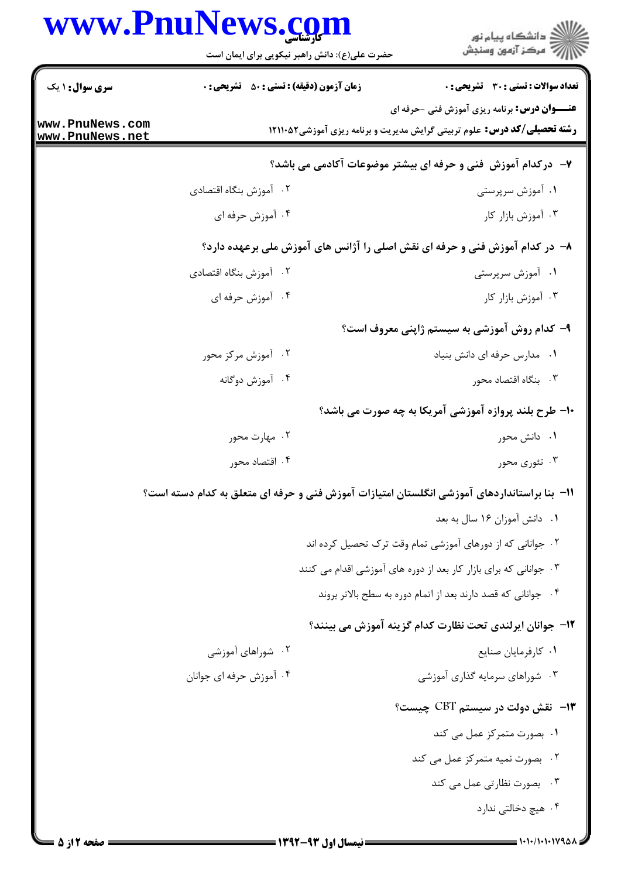۷- درکدام آموزش فنی و حرفه ای بیشتر موضوعات آکادمی می باشد؟

۱. آموزش سرپرستی
۲. آموزش بنگاه اقتصادی
۳. آموزش بازار کار
۴. آموزش حرفه ای

۸- در کدام آموزش فنی و حرفه ای نقش اصلی را آژانس های آموزش ملی برعهده دارد؟

۱. آموزش سرپرستی
۲. آموزش بنگاه اقتصادی
۳. آموزش بازار کار
۴. آموزش حرفه ای

۹- کدام روش آموزشی به سیستم ژاپنی معروف است؟

۱. مدارس حرفه ای دانش بنیاد
۲. آموزش مرکز محور
۳. بنگاه اقتصاد محور
۴. آموزش دوگانه

۱۰- طرح بلند پروازه آموزشی آمریکا به چه صورت می باشد؟

۱. دانش محور
۲. مهارت محور
۳. تئوری محور
۴. اقتصاد محور

۱۱- بنا براستانداردهای آموزشی انگلستان امتیازات آموزش فنی و حرفه ای متعلق به کدام دسته است؟

۱. دانش آموزان ۱۶ سال به بعد
۲. جوانانی که از دورهای آموزشی تمام وقت ترک تحصیل کرده اند
۳. جوانانی که برای بازار کار بعد از دوره های آموزشی اقدام می کنند
۴. جوانانی که قصد دارند بعد از اتمام دوره به سطح بالاتر بروند

۱۲- جوانان ایرلندی تحت نظارت کدام گزینه آموزش می بینند؟

۱. کارفرمایان صنایع
۲. شوراهای آموزشی
۳. شوراهای سرمایه گذاری آموزشی
۴. آموزش حرفه ای جوانان

۱۳- نقش دولت در سیستم CBT چیست؟

۱. بصورت متمرکز عمل می کند
۲. بصورت نیمه متمرکز عمل می کند
۳. بصورت نظارتی عمل می کند
۴. هیچ دخالتی ندارد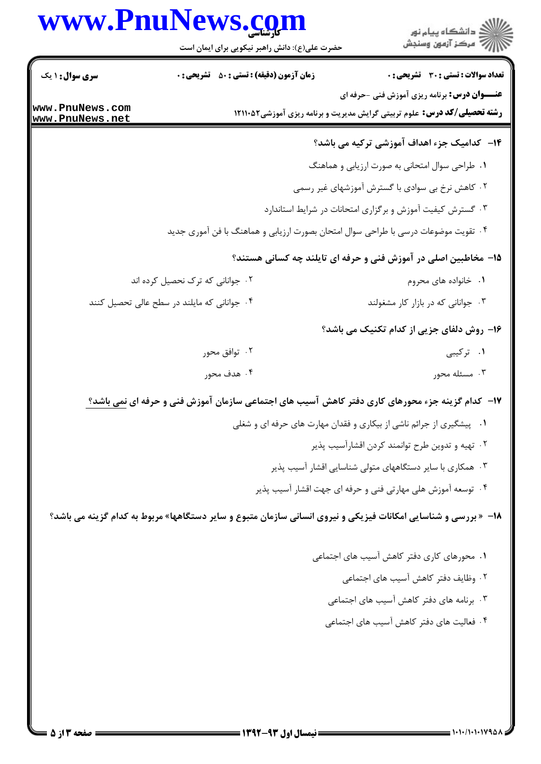**۱۴- کدامیک جزء اهداف آموزشی ترکیه می باشد؟**

۱. طراحی سوال امتحانی به صورت ارزیابی و هماهنگ

۲. کاهش نرخ بی سوادی با گسترش آموزشهای غیر رسمی

۳. گسترش کیفیت آموزش و برگزاری امتحانات در شرایط استاندارد

۴. تقویت موضوعات درسی با طراحی سوال امتحان بصورت ارزیابی و هماهنگ با فن آموری جدید

**۱۵- مخاطبین اصلی در آموزش فنی و حرفه ای تایلند چه کسانی هستند؟**

۱. خانواده های محروم

۲. جوانانی که ترک تحصیل کرده اند

۳. جوانانی که در بازار کار مشغولند

۴. جوانانی که مایلند در سطح عالی تحصیل کنند

**۱۶- روش دلفای جزیی از کدام تکنیک می باشد؟**

۱. ترکیبی

۲. توافق محور

۳. مسئله محور

۴. هدف محور

**۱۷- کدام گزینه جزء محورهای کاری دفتر کاهش آسیب های اجتماعی سازمان آموزش فنی و حرفه ای نمی باشد؟**

۱. پیشگیری از جرائم ناشی از بیکاری و فقدان مهارت های حرفه ای و شغلی

۲. تهیه و تدوین طرح توانمند کردن اقشارآسیب پذیر

۳. همکاری با سایر دستگاههای متولی شناسایی اقشار آسیب پذیر

۴. توسعه آموزش هلی مهارتی فنی و حرفه ای جهت اقشار آسیب پذیر

**۱۸- «بررسی و شناسایی امکانات فیزیکی و نیروی انسانی سازمان متبوع و سایر دستگاهها» مربوط به کدام گزینه می باشد؟**

۱. محورهای کاری دفتر کاهش آسیب های اجتماعی

۲. وظایف دفتر کاهش آسیب های اجتماعی

۳. برنامه های دفتر کاهش آسیب های اجتماعی

۴. فعالیت های دفتر کاهش آسیب های اجتماعی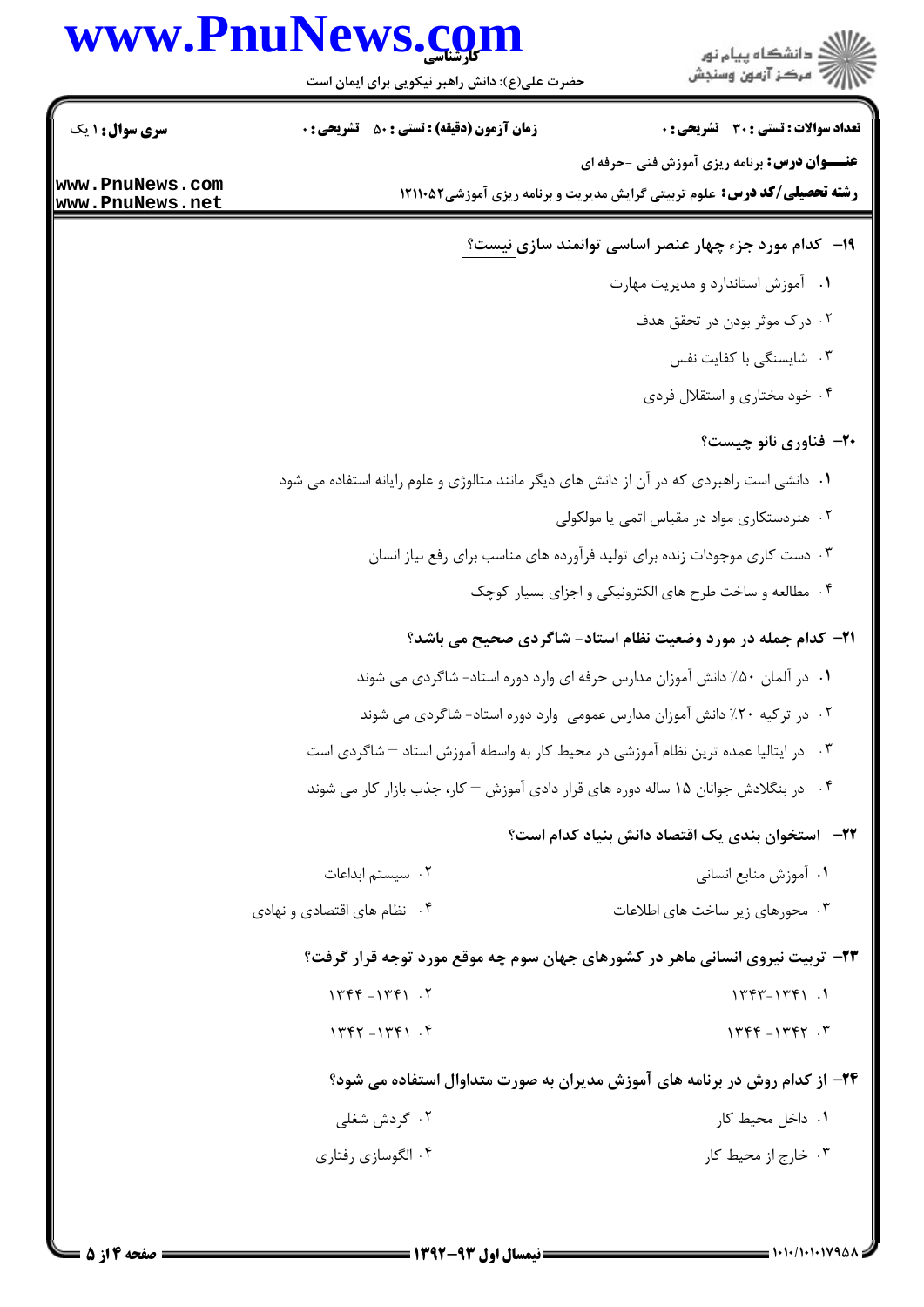**تعداد سوالات : تستی : ۳۰ تشریحی : ۰** | **زمان آزمون (دقیقه) : تستی : ۵۰ تشریحی : ۰** | **سری سوال : ۱ یک**

**عنـــوان درس:** برنامه ریزی آموزش فنی -حرفه ای

**رشته تحصیلی/کد درس:** علوم تربیتی گرایش مدیریت و برنامه ریزی آموزشی۱۲۱۱۰۵۲

**۱۹- کدام مورد جزء چهار عنصر اساسی توانمند سازی نیست؟**

۱. آموزش استاندارد و مدیریت مهارت

۲. درک موثر بودن در تحقق هدف

۳. شایستگی با کفایت نفس

۴. خود مختاری و استقلال فردی

**۲۰- فناوری نانو چیست؟**

۱. دانشی است راهبردی که در آن از دانش های دیگر مانند متالوژی و علوم رایانه استفاده می شود

۲. هنردستکاری مواد در مقیاس اتمی یا مولکولی

۳. دست کاری موجودات زنده برای تولید فرآورده های مناسب برای رفع نیاز انسان

۴. مطالعه و ساخت طرح های الکترونیکی و اجزای بسیار کوچک

**۲۱- کدام جمله در مورد وضعیت نظام استاد- شاگردی صحیح می باشد؟**

۱. در آلمان ۵۰٪ دانش آموزان مدارس حرفه ای وارد دوره استاد- شاگردی می شوند

۲. در ترکیه ۲۰٪ دانش آموزان مدارس عمومی وارد دوره استاد- شاگردی می شوند

۳. در ایتالیا عمده ترین نظام آموزشی در محیط کار به واسطه آموزش استاد – شاگردی است

۴. در بنگلادش جوانان ۱۵ ساله دوره های قرار دادی آموزش – کار، جذب بازار کار می شوند

**۲۲- استخوان بندی یک اقتصاد دانش بنیاد کدام است؟**

۱. آموزش منابع انسانی

۲. سیستم ابداعات

۳. محورهای زیر ساخت های اطلاعات

۴. نظام های اقتصادی و نهادی

**۲۳- تربیت نیروی انسانی ماهر در کشورهای جهان سوم چه موقع مورد توجه قرار گرفت؟**

۱. ۱۳۴۳-۱۳۴۱

۲. ۱۳۴۴-۱۳۴۱

۳. ۱۳۴۴-۱۳۴۲

۴. ۱۳۴۲-۱۳۴۱

**۲۴- از کدام روش در برنامه های آموزش مدیران به صورت متداول استفاده می شود؟**

۱. داخل محیط کار

۲. گردش شغلی

۳. خارج از محیط کار

۴. الگوسازی رفتاری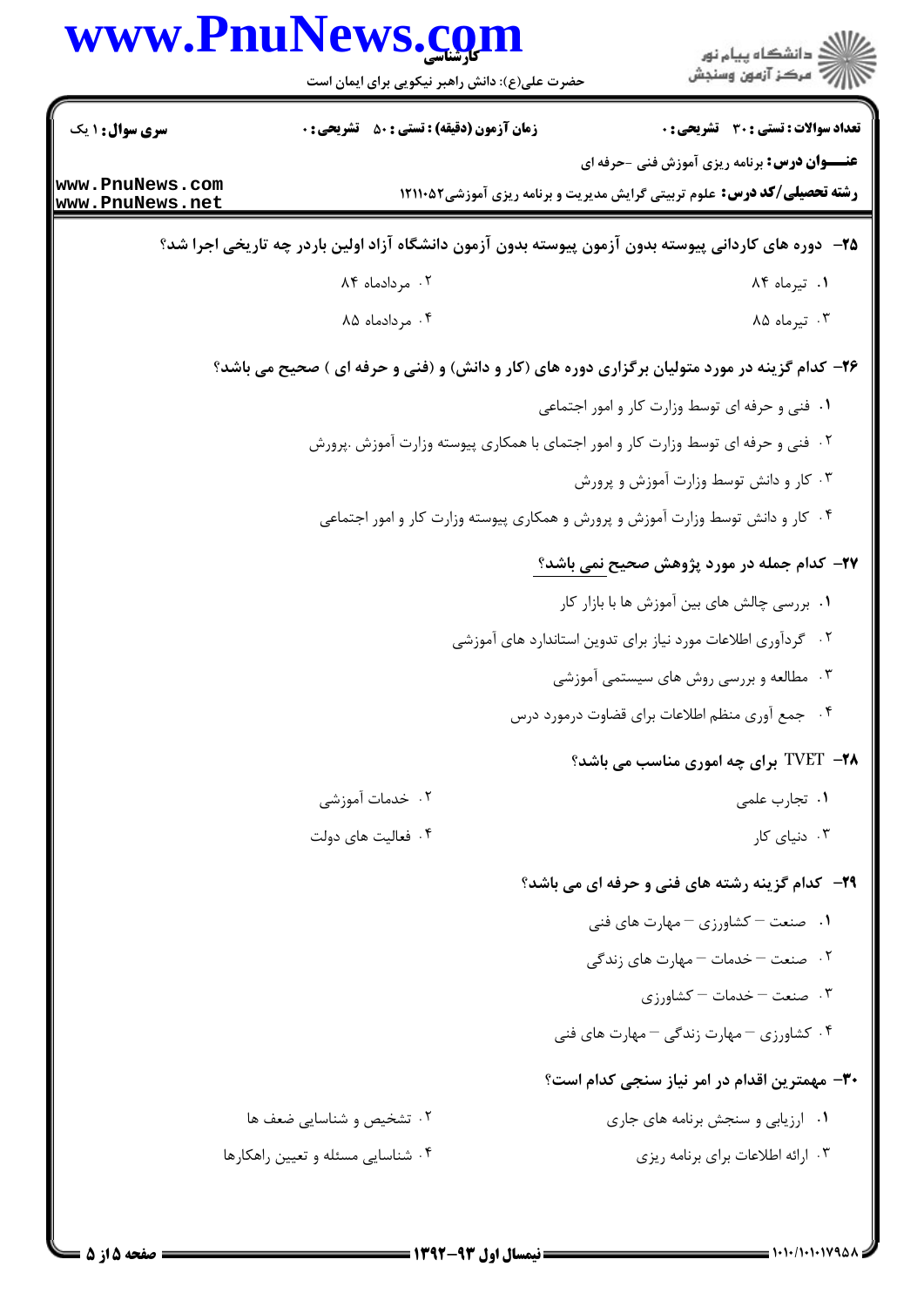**۲۵- دوره های کاردانی پیوسته بدون آزمون پیوسته بدون آزمون دانشگاه آزاد اولین باردر چه تاریخی اجرا شد؟**

۱. تیرماه ۸۴

۲. مردادماه ۸۴

۳. تیرماه ۸۵

۴. مردادماه ۸۵

**۲۶- کدام گزینه در مورد متولیان برگزاری دوره های (کار و دانش) و (فنی و حرفه ای ) صحیح می باشد؟**

۱. فنی و حرفه ای توسط وزارت کار و امور اجتماعی

۲. فنی و حرفه ای توسط وزارت کار و امور اجتمای با همکاری پیوسته وزارت آموزش .پرورش

۳. کار و دانش توسط وزارت آموزش و پرورش

۴. کار و دانش توسط وزارت آموزش و پرورش و همکاری پیوسته وزارت کار و امور اجتماعی

**۲۷- کدام جمله در مورد پژوهش صحیح نمی باشد؟**

۱. بررسی چالش های بین آموزش ها با بازار کار

۲. گردآوری اطلاعات مورد نیاز برای تدوین استاندارد های آموزشی

۳. مطالعه و بررسی روش های سیستمی آموزشی

۴. جمع آوری منظم اطلاعات برای قضاوت درمورد درس

**۲۸- TVET برای چه اموری مناسب می باشد؟**

۱. تجارب علمی

۲. خدمات آموزشی

۳. دنیای کار

۴. فعالیت های دولت

**۲۹- کدام گزینه رشته های فنی و حرفه ای می باشد؟**

۱. صنعت – کشاورزی – مهارت های فنی

۲. صنعت – خدمات – مهارت های زندگی

۳. صنعت – خدمات – کشاورزی

۴. کشاورزی – مهارت زندگی – مهارت های فنی

**۳۰- مهمترین اقدام در امر نیاز سنجی کدام است؟**

۱. ارزیابی و سنجش برنامه های جاری

۲. تشخیص و شناسایی ضعف ها

۳. ارائه اطلاعات برای برنامه ریزی

۴. شناسایی مسئله و تعیین راهکارها